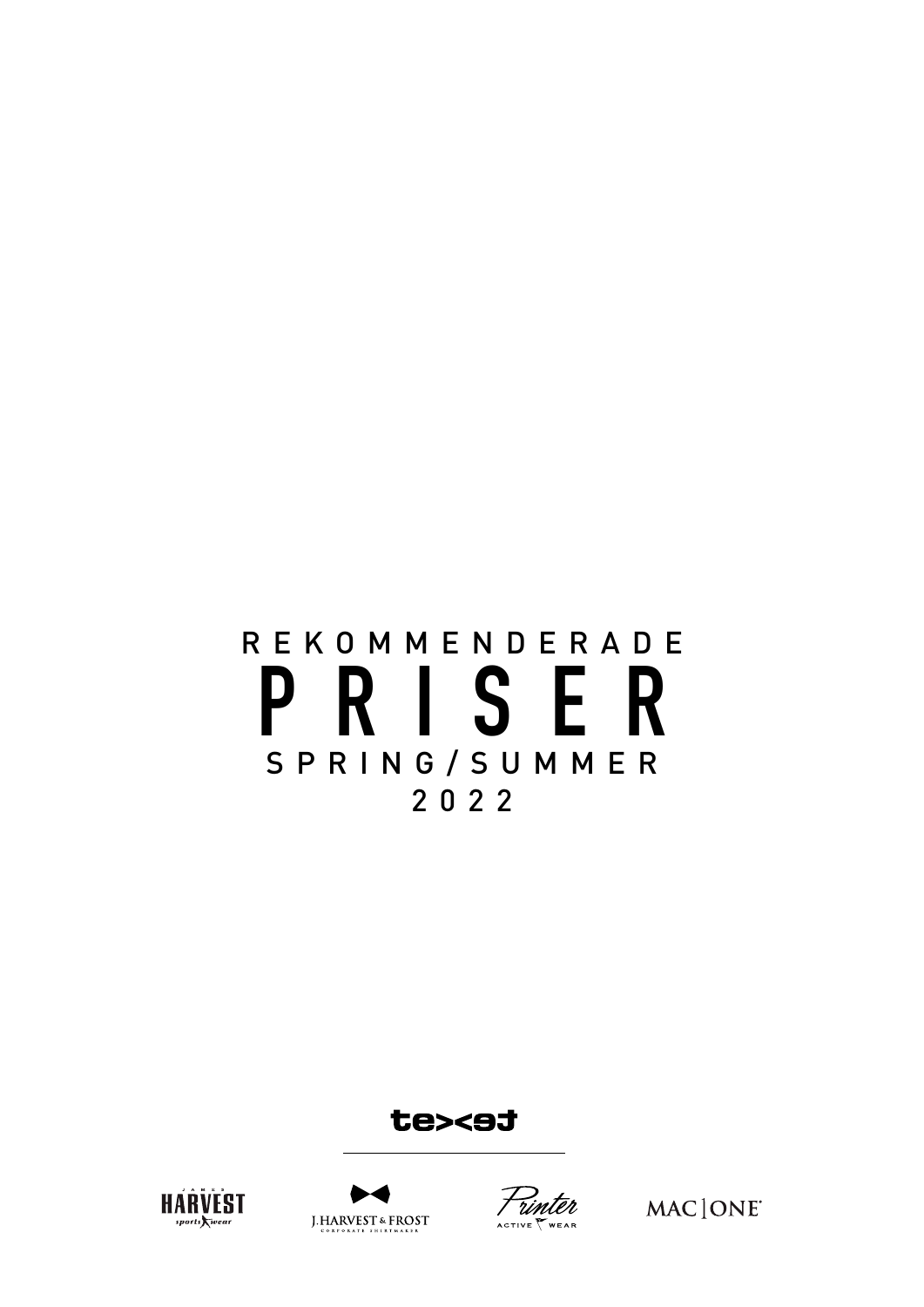REKOMMENDERADE

# PRISER

SPRING/SUMMER

2022

texet

HARVEST sportswear

J.HARVEST & FROST CORPORATE SHIRTMAKER

Printer ACTIVE WEAR

MAC | ONE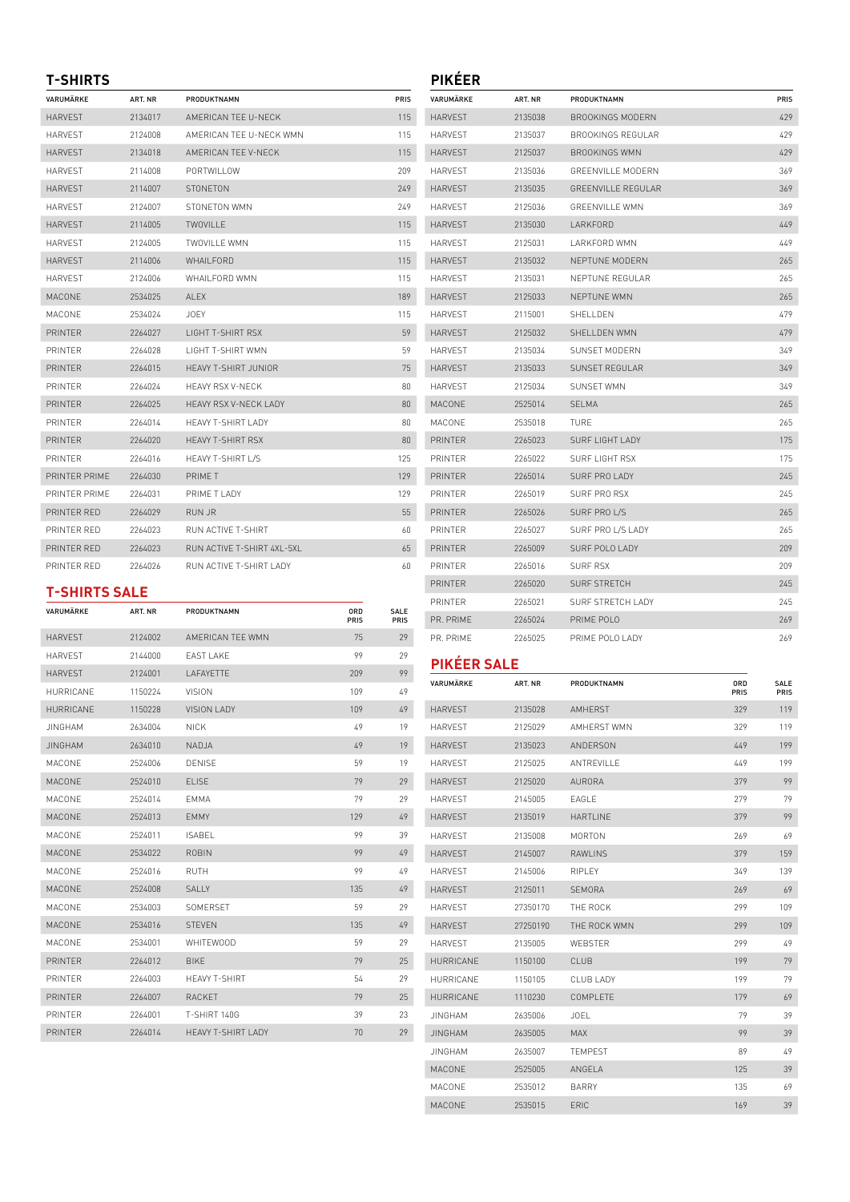## T-SHIRTS

| VARUMÄRKE | ART. NR | PRODUKTNAMN | PRIS |
|---|---|---|---|
| HARVEST | 2134017 | AMERICAN TEE U-NECK | 115 |
| HARVEST | 2124008 | AMERICAN TEE U-NECK WMN | 115 |
| HARVEST | 2134018 | AMERICAN TEE V-NECK | 115 |
| HARVEST | 2114008 | PORTWILLOW | 209 |
| HARVEST | 2114007 | STONETON | 249 |
| HARVEST | 2124007 | STONETON WMN | 249 |
| HARVEST | 2114005 | TWOVILLE | 115 |
| HARVEST | 2124005 | TWOVILLE WMN | 115 |
| HARVEST | 2114006 | WHAILFORD | 115 |
| HARVEST | 2124006 | WHAILFORD WMN | 115 |
| MACONE | 2534025 | ALEX | 189 |
| MACONE | 2534024 | JOEY | 115 |
| PRINTER | 2264027 | LIGHT T-SHIRT RSX | 59 |
| PRINTER | 2264028 | LIGHT T-SHIRT WMN | 59 |
| PRINTER | 2264015 | HEAVY T-SHIRT JUNIOR | 75 |
| PRINTER | 2264024 | HEAVY RSX V-NECK | 80 |
| PRINTER | 2264025 | HEAVY RSX V-NECK LADY | 80 |
| PRINTER | 2264014 | HEAVY T-SHIRT LADY | 80 |
| PRINTER | 2264020 | HEAVY T-SHIRT RSX | 80 |
| PRINTER | 2264016 | HEAVY T-SHIRT L/S | 125 |
| PRINTER PRIME | 2264030 | PRIME T | 129 |
| PRINTER PRIME | 2264031 | PRIME T LADY | 129 |
| PRINTER RED | 2264029 | RUN JR | 55 |
| PRINTER RED | 2264023 | RUN ACTIVE T-SHIRT | 60 |
| PRINTER RED | 2264023 | RUN ACTIVE T-SHIRT 4XL-5XL | 65 |
| PRINTER RED | 2264026 | RUN ACTIVE T-SHIRT LADY | 60 |

## T-SHIRTS SALE

| VARUMÄRKE | ART. NR | PRODUKTNAMN | ORD PRIS | SALE PRIS |
|---|---|---|---|---|
| HARVEST | 2124002 | AMERICAN TEE WMN | 75 | 29 |
| HARVEST | 2144000 | EAST LAKE | 99 | 29 |
| HARVEST | 2124001 | LAFAYETTE | 209 | 99 |
| HURRICANE | 1150224 | VISION | 109 | 49 |
| HURRICANE | 1150228 | VISION LADY | 109 | 49 |
| JINGHAM | 2634004 | NICK | 49 | 19 |
| JINGHAM | 2634010 | NADJA | 49 | 19 |
| MACONE | 2524006 | DENISE | 59 | 19 |
| MACONE | 2524010 | ELISE | 79 | 29 |
| MACONE | 2524014 | EMMA | 79 | 29 |
| MACONE | 2524013 | EMMY | 129 | 49 |
| MACONE | 2524011 | ISABEL | 99 | 39 |
| MACONE | 2534022 | ROBIN | 99 | 49 |
| MACONE | 2524016 | RUTH | 99 | 49 |
| MACONE | 2524008 | SALLY | 135 | 49 |
| MACONE | 2534003 | SOMERSET | 59 | 29 |
| MACONE | 2534016 | STEVEN | 135 | 49 |
| MACONE | 2534001 | WHITEWOOD | 59 | 29 |
| PRINTER | 2264012 | BIKE | 79 | 25 |
| PRINTER | 2264003 | HEAVY T-SHIRT | 54 | 29 |
| PRINTER | 2264007 | RACKET | 79 | 25 |
| PRINTER | 2264001 | T-SHIRT 140G | 39 | 23 |
| PRINTER | 2264014 | HEAVY T-SHIRT LADY | 70 | 29 |

## PIKÉER

| VARUMÄRKE | ART. NR | PRODUKTNAMN | PRIS |
|---|---|---|---|
| HARVEST | 2135038 | BROOKINGS MODERN | 429 |
| HARVEST | 2135037 | BROOKINGS REGULAR | 429 |
| HARVEST | 2125037 | BROOKINGS WMN | 429 |
| HARVEST | 2135036 | GREENVILLE MODERN | 369 |
| HARVEST | 2135035 | GREENVILLE REGULAR | 369 |
| HARVEST | 2125036 | GREENVILLE WMN | 369 |
| HARVEST | 2135030 | LARKFORD | 449 |
| HARVEST | 2125031 | LARKFORD WMN | 449 |
| HARVEST | 2135032 | NEPTUNE MODERN | 265 |
| HARVEST | 2135031 | NEPTUNE REGULAR | 265 |
| HARVEST | 2125033 | NEPTUNE WMN | 265 |
| HARVEST | 2115001 | SHELLDEN | 479 |
| HARVEST | 2125032 | SHELLDEN WMN | 479 |
| HARVEST | 2135034 | SUNSET MODERN | 349 |
| HARVEST | 2135033 | SUNSET REGULAR | 349 |
| HARVEST | 2125034 | SUNSET WMN | 349 |
| MACONE | 2525014 | SELMA | 265 |
| MACONE | 2535018 | TURE | 265 |
| PRINTER | 2265023 | SURF LIGHT LADY | 175 |
| PRINTER | 2265022 | SURF LIGHT RSX | 175 |
| PRINTER | 2265014 | SURF PRO LADY | 245 |
| PRINTER | 2265019 | SURF PRO RSX | 245 |
| PRINTER | 2265026 | SURF PRO L/S | 265 |
| PRINTER | 2265027 | SURF PRO L/S LADY | 265 |
| PRINTER | 2265009 | SURF POLO LADY | 209 |
| PRINTER | 2265016 | SURF RSX | 209 |
| PRINTER | 2265020 | SURF STRETCH | 245 |
| PRINTER | 2265021 | SURF STRETCH LADY | 245 |
| PR. PRIME | 2265024 | PRIME POLO | 269 |
| PR. PRIME | 2265025 | PRIME POLO LADY | 269 |

## PIKÉER SALE

| VARUMÄRKE | ART. NR | PRODUKTNAMN | ORD PRIS | SALE PRIS |
|---|---|---|---|---|
| HARVEST | 2135028 | AMHERST | 329 | 119 |
| HARVEST | 2125029 | AMHERST WMN | 329 | 119 |
| HARVEST | 2135023 | ANDERSON | 449 | 199 |
| HARVEST | 2125025 | ANTREVILLE | 449 | 199 |
| HARVEST | 2125020 | AURORA | 379 | 99 |
| HARVEST | 2145005 | EAGLE | 279 | 79 |
| HARVEST | 2135019 | HARTLINE | 379 | 99 |
| HARVEST | 2135008 | MORTON | 269 | 69 |
| HARVEST | 2145007 | RAWLINS | 379 | 159 |
| HARVEST | 2145006 | RIPLEY | 349 | 139 |
| HARVEST | 2125011 | SEMORA | 269 | 69 |
| HARVEST | 27350170 | THE ROCK | 299 | 109 |
| HARVEST | 27250190 | THE ROCK WMN | 299 | 109 |
| HARVEST | 2135005 | WEBSTER | 299 | 49 |
| HURRICANE | 1150100 | CLUB | 199 | 79 |
| HURRICANE | 1150105 | CLUB LADY | 199 | 79 |
| HURRICANE | 1110230 | COMPLETE | 179 | 69 |
| JINGHAM | 2635006 | JOEL | 79 | 39 |
| JINGHAM | 2635005 | MAX | 99 | 39 |
| JINGHAM | 2635007 | TEMPEST | 89 | 49 |
| MACONE | 2525005 | ANGELA | 125 | 39 |
| MACONE | 2535012 | BARRY | 135 | 69 |
| MACONE | 2535015 | ERIC | 169 | 39 |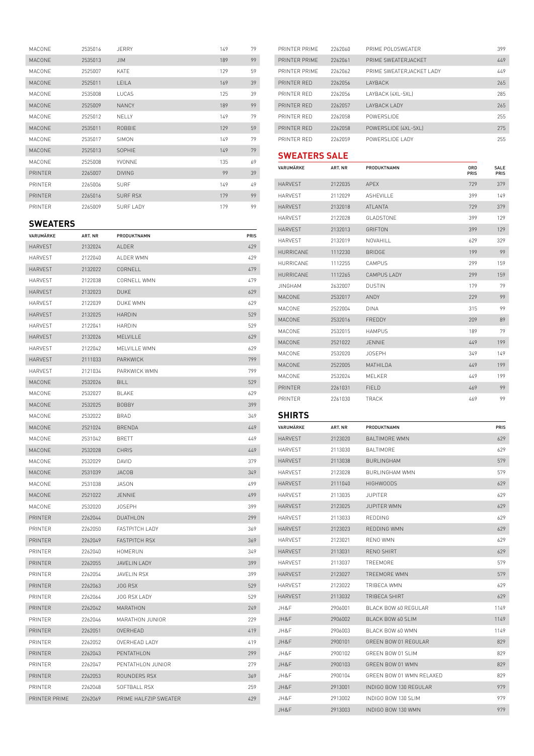| | | | | |
|---|---|---|---|---|
| MACONE | 2535016 | JERRY | 149 | 79 |
| MACONE | 2535013 | JIM | 189 | 99 |
| MACONE | 2525007 | KATE | 129 | 59 |
| MACONE | 2525011 | LEILA | 169 | 39 |
| MACONE | 2535008 | LUCAS | 125 | 39 |
| MACONE | 2525009 | NANCY | 189 | 99 |
| MACONE | 2525012 | NELLY | 149 | 79 |
| MACONE | 2535011 | ROBBIE | 129 | 59 |
| MACONE | 2535017 | SIMON | 149 | 79 |
| MACONE | 2525013 | SOPHIE | 149 | 79 |
| MACONE | 2525008 | YVONNE | 135 | 69 |
| PRINTER | 2265007 | DIVING | 99 | 39 |
| PRINTER | 2265006 | SURF | 149 | 49 |
| PRINTER | 2265016 | SURF RSX | 179 | 99 |
| PRINTER | 2265009 | SURF LADY | 179 | 99 |

## SWEATERS

| VARUMÄRKE | ART. NR | PRODUKTNAMN | PRIS |
|---|---|---|---|
| HARVEST | 2132024 | ALDER | 429 |
| HARVEST | 2122040 | ALDER WMN | 429 |
| HARVEST | 2132022 | CORNELL | 479 |
| HARVEST | 2122038 | CORNELL WMN | 479 |
| HARVEST | 2132023 | DUKE | 629 |
| HARVEST | 2122039 | DUKE WMN | 629 |
| HARVEST | 2132025 | HARDIN | 529 |
| HARVEST | 2122041 | HARDIN | 529 |
| HARVEST | 2132026 | MELVILLE | 629 |
| HARVEST | 2122042 | MELVILLE WMN | 629 |
| HARVEST | 2111033 | PARKWICK | 799 |
| HARVEST | 2121034 | PARKWICK WMN | 799 |
| MACONE | 2532026 | BILL | 529 |
| MACONE | 2532027 | BLAKE | 629 |
| MACONE | 2532025 | BOBBY | 399 |
| MACONE | 2532022 | BRAD | 349 |
| MACONE | 2521024 | BRENDA | 449 |
| MACONE | 2531042 | BRETT | 449 |
| MACONE | 2532028 | CHRIS | 449 |
| MACONE | 2532029 | DAVID | 379 |
| MACONE | 2531039 | JACOB | 349 |
| MACONE | 2531038 | JASON | 499 |
| MACONE | 2521022 | JENNIE | 499 |
| MACONE | 2532020 | JOSEPH | 399 |
| PRINTER | 2262044 | DUATHLON | 299 |
| PRINTER | 2262050 | FASTPITCH LADY | 369 |
| PRINTER | 2262049 | FASTPITCH RSX | 369 |
| PRINTER | 2262040 | HOMERUN | 349 |
| PRINTER | 2262055 | JAVELIN LADY | 399 |
| PRINTER | 2262054 | JAVELIN RSX | 399 |
| PRINTER | 2262063 | JOG RSX | 529 |
| PRINTER | 2262064 | JOG RSX LADY | 529 |
| PRINTER | 2262042 | MARATHON | 249 |
| PRINTER | 2262046 | MARATHON JUNIOR | 229 |
| PRINTER | 2262051 | OVERHEAD | 419 |
| PRINTER | 2262052 | OVERHEAD LADY | 419 |
| PRINTER | 2262043 | PENTATHLON | 299 |
| PRINTER | 2262047 | PENTATHLON JUNIOR | 279 |
| PRINTER | 2262053 | ROUNDERS RSX | 369 |
| PRINTER | 2262048 | SOFTBALL RSX | 259 |
| PRINTER PRIME | 2262069 | PRIME HALFZIP SWEATER | 429 |
| PRINTER PRIME | 2262060 | PRIME POLOSWEATER | 399 |
| PRINTER PRIME | 2262061 | PRIME SWEATERJACKET | 449 |
| PRINTER PRIME | 2262062 | PRIME SWEATERJACKET LADY | 449 |
| PRINTER RED | 2262056 | LAYBACK | 265 |
| PRINTER RED | 2262056 | LAYBACK (4XL-5XL) | 285 |
| PRINTER RED | 2262057 | LAYBACK LADY | 265 |
| PRINTER RED | 2262058 | POWERSLIDE | 255 |
| PRINTER RED | 2262058 | POWERSLIDE (4XL-5XL) | 275 |
| PRINTER RED | 2262059 | POWERSLIDE LADY | 255 |

## SWEATERS SALE

| VARUMÄRKE | ART. NR | PRODUKTNAMN | ORD PRIS | SALE PRIS |
|---|---|---|---|---|
| HARVEST | 2122035 | APEX | 729 | 379 |
| HARVEST | 2112029 | ASHEVILLE | 399 | 149 |
| HARVEST | 2132018 | ATLANTA | 729 | 379 |
| HARVEST | 2122028 | GLADSTONE | 399 | 129 |
| HARVEST | 2132013 | GRIFTON | 399 | 129 |
| HARVEST | 2132019 | NOVAHILL | 629 | 329 |
| HURRICANE | 1112230 | BRIDGE | 199 | 99 |
| HURRICANE | 1112255 | CAMPUS | 299 | 159 |
| HURRICANE | 1112265 | CAMPUS LADY | 299 | 159 |
| JINGHAM | 2632007 | DUSTIN | 179 | 79 |
| MACONE | 2532017 | ANDY | 229 | 99 |
| MACONE | 2522004 | DINA | 315 | 99 |
| MACONE | 2532016 | FREDDY | 209 | 89 |
| MACONE | 2532015 | HAMPUS | 189 | 79 |
| MACONE | 2521022 | JENNIE | 449 | 199 |
| MACONE | 2532020 | JOSEPH | 349 | 149 |
| MACONE | 2522005 | MATHILDA | 449 | 199 |
| MACONE | 2532024 | MELKER | 449 | 199 |
| PRINTER | 2261031 | FIELD | 469 | 99 |
| PRINTER | 2261030 | TRACK | 469 | 99 |

## SHIRTS

| VARUMÄRKE | ART. NR | PRODUKTNAMN | PRIS |
|---|---|---|---|
| HARVEST | 2123020 | BALTIMORE WMN | 629 |
| HARVEST | 2113030 | BALTIMORE | 629 |
| HARVEST | 2113038 | BURLINGHAM | 579 |
| HARVEST | 2123028 | BURLINGHAM WMN | 579 |
| HARVEST | 2111040 | HIGHWOODS | 629 |
| HARVEST | 2113035 | JUPITER | 629 |
| HARVEST | 2123025 | JUPITER WMN | 629 |
| HARVEST | 2113033 | REDDING | 629 |
| HARVEST | 2123023 | REDDING WMN | 629 |
| HARVEST | 2123021 | RENO WMN | 629 |
| HARVEST | 2113031 | RENO SHIRT | 629 |
| HARVEST | 2113037 | TREEMORE | 579 |
| HARVEST | 2123027 | TREEMORE WMN | 579 |
| HARVEST | 2123022 | TRIBECA WMN | 629 |
| HARVEST | 2113032 | TRIBECA SHIRT | 629 |
| JH&F | 2906001 | BLACK BOW 60 REGULAR | 1149 |
| JH&F | 2906002 | BLACK BOW 60 SLIM | 1149 |
| JH&F | 2906003 | BLACK BOW 60 WMN | 1149 |
| JH&F | 2900101 | GREEN BOW 01 REGULAR | 829 |
| JH&F | 2900102 | GREEN BOW 01 SLIM | 829 |
| JH&F | 2900103 | GREEN BOW 01 WMN | 829 |
| JH&F | 2900104 | GREEN BOW 01 WMN RELAXED | 829 |
| JH&F | 2913001 | INDIGO BOW 130 REGULAR | 979 |
| JH&F | 2913002 | INDIGO BOW 130 SLIM | 979 |
| JH&F | 2913003 | INDIGO BOW 130 WMN | 979 |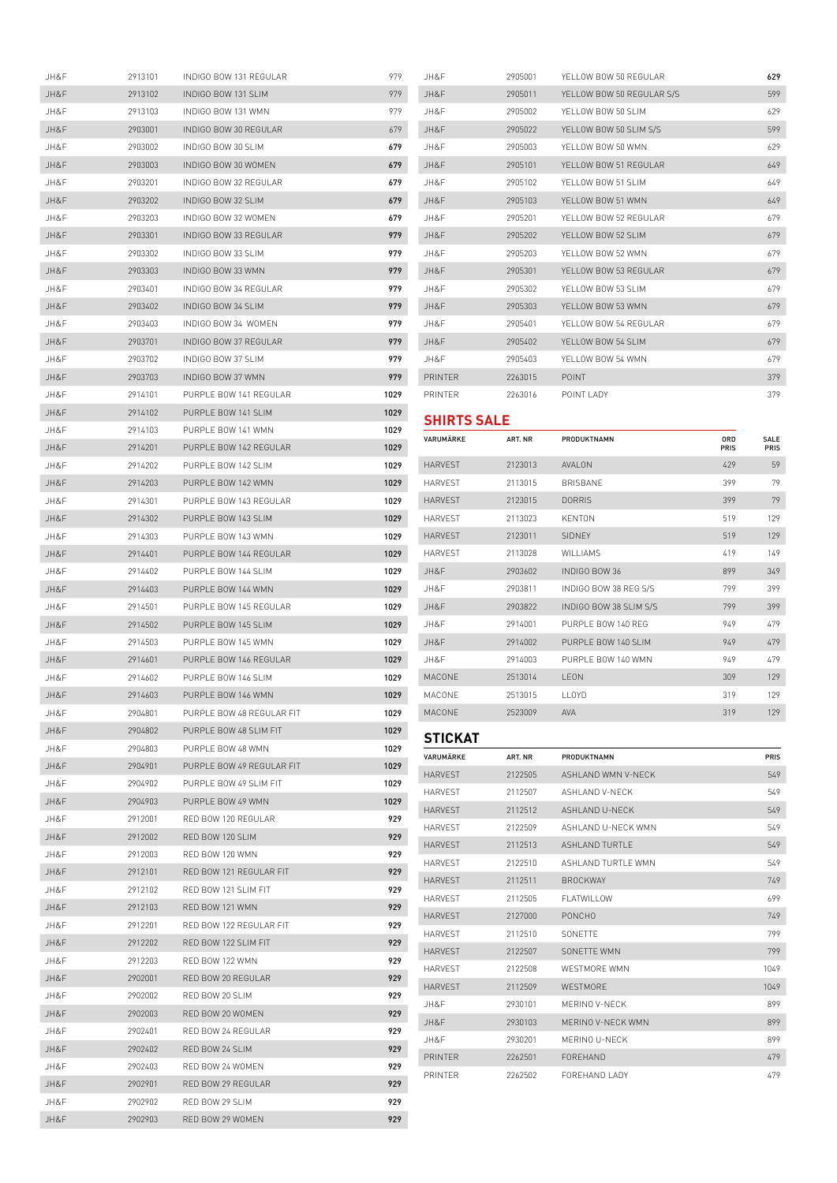| JH&F | 2913101 | INDIGO BOW 131 REGULAR | 979 |
|---|---|---|---|
| JH&F | 2913102 | INDIGO BOW 131 SLIM | 979 |
| JH&F | 2913103 | INDIGO BOW 131 WMN | 979 |
| JH&F | 2903001 | INDIGO BOW 30 REGULAR | 679 |
| JH&F | 2903002 | INDIGO BOW 30 SLIM | 679 |
| JH&F | 2903003 | INDIGO BOW 30 WOMEN | 679 |
| JH&F | 2903201 | INDIGO BOW 32 REGULAR | 679 |
| JH&F | 2903202 | INDIGO BOW 32 SLIM | 679 |
| JH&F | 2903203 | INDIGO BOW 32 WOMEN | 679 |
| JH&F | 2903301 | INDIGO BOW 33 REGULAR | 979 |
| JH&F | 2903302 | INDIGO BOW 33 SLIM | 979 |
| JH&F | 2903303 | INDIGO BOW 33 WMN | 979 |
| JH&F | 2903401 | INDIGO BOW 34 REGULAR | 979 |
| JH&F | 2903402 | INDIGO BOW 34 SLIM | 979 |
| JH&F | 2903403 | INDIGO BOW 34 WOMEN | 979 |
| JH&F | 2903701 | INDIGO BOW 37 REGULAR | 979 |
| JH&F | 2903702 | INDIGO BOW 37 SLIM | 979 |
| JH&F | 2903703 | INDIGO BOW 37 WMN | 979 |
| JH&F | 2914101 | PURPLE BOW 141 REGULAR | 1029 |
| JH&F | 2914102 | PURPLE BOW 141 SLIM | 1029 |
| JH&F | 2914103 | PURPLE BOW 141 WMN | 1029 |
| JH&F | 2914201 | PURPLE BOW 142 REGULAR | 1029 |
| JH&F | 2914202 | PURPLE BOW 142 SLIM | 1029 |
| JH&F | 2914203 | PURPLE BOW 142 WMN | 1029 |
| JH&F | 2914301 | PURPLE BOW 143 REGULAR | 1029 |
| JH&F | 2914302 | PURPLE BOW 143 SLIM | 1029 |
| JH&F | 2914303 | PURPLE BOW 143 WMN | 1029 |
| JH&F | 2914401 | PURPLE BOW 144 REGULAR | 1029 |
| JH&F | 2914402 | PURPLE BOW 144 SLIM | 1029 |
| JH&F | 2914403 | PURPLE BOW 144 WMN | 1029 |
| JH&F | 2914501 | PURPLE BOW 145 REGULAR | 1029 |
| JH&F | 2914502 | PURPLE BOW 145 SLIM | 1029 |
| JH&F | 2914503 | PURPLE BOW 145 WMN | 1029 |
| JH&F | 2914601 | PURPLE BOW 146 REGULAR | 1029 |
| JH&F | 2914602 | PURPLE BOW 146 SLIM | 1029 |
| JH&F | 2914603 | PURPLE BOW 146 WMN | 1029 |
| JH&F | 2904801 | PURPLE BOW 48 REGULAR FIT | 1029 |
| JH&F | 2904802 | PURPLE BOW 48 SLIM FIT | 1029 |
| JH&F | 2904803 | PURPLE BOW 48 WMN | 1029 |
| JH&F | 2904901 | PURPLE BOW 49 REGULAR FIT | 1029 |
| JH&F | 2904902 | PURPLE BOW 49 SLIM FIT | 1029 |
| JH&F | 2904903 | PURPLE BOW 49 WMN | 1029 |
| JH&F | 2912001 | RED BOW 120 REGULAR | 929 |
| JH&F | 2912002 | RED BOW 120 SLIM | 929 |
| JH&F | 2912003 | RED BOW 120 WMN | 929 |
| JH&F | 2912101 | RED BOW 121 REGULAR FIT | 929 |
| JH&F | 2912102 | RED BOW 121 SLIM FIT | 929 |
| JH&F | 2912103 | RED BOW 121 WMN | 929 |
| JH&F | 2912201 | RED BOW 122 REGULAR FIT | 929 |
| JH&F | 2912202 | RED BOW 122 SLIM FIT | 929 |
| JH&F | 2912203 | RED BOW 122 WMN | 929 |
| JH&F | 2902001 | RED BOW 20 REGULAR | 929 |
| JH&F | 2902002 | RED BOW 20 SLIM | 929 |
| JH&F | 2902003 | RED BOW 20 WOMEN | 929 |
| JH&F | 2902401 | RED BOW 24 REGULAR | 929 |
| JH&F | 2902402 | RED BOW 24 SLIM | 929 |
| JH&F | 2902403 | RED BOW 24 WOMEN | 929 |
| JH&F | 2902901 | RED BOW 29 REGULAR | 929 |
| JH&F | 2902902 | RED BOW 29 SLIM | 929 |
| JH&F | 2902903 | RED BOW 29 WOMEN | 929 |
| JH&F | 2905001 | YELLOW BOW 50 REGULAR | 629 |
| JH&F | 2905011 | YELLOW BOW 50 REGULAR S/S | 599 |
| JH&F | 2905002 | YELLOW BOW 50 SLIM | 629 |
| JH&F | 2905022 | YELLOW BOW 50 SLIM S/S | 599 |
| JH&F | 2905003 | YELLOW BOW 50 WMN | 629 |
| JH&F | 2905101 | YELLOW BOW 51 REGULAR | 649 |
| JH&F | 2905102 | YELLOW BOW 51 SLIM | 649 |
| JH&F | 2905103 | YELLOW BOW 51 WMN | 649 |
| JH&F | 2905201 | YELLOW BOW 52 REGULAR | 679 |
| JH&F | 2905202 | YELLOW BOW 52 SLIM | 679 |
| JH&F | 2905203 | YELLOW BOW 52 WMN | 679 |
| JH&F | 2905301 | YELLOW BOW 53 REGULAR | 679 |
| JH&F | 2905302 | YELLOW BOW 53 SLIM | 679 |
| JH&F | 2905303 | YELLOW BOW 53 WMN | 679 |
| JH&F | 2905401 | YELLOW BOW 54 REGULAR | 679 |
| JH&F | 2905402 | YELLOW BOW 54 SLIM | 679 |
| JH&F | 2905403 | YELLOW BOW 54 WMN | 679 |
| PRINTER | 2263015 | POINT | 379 |
| PRINTER | 2263016 | POINT LADY | 379 |

## SHIRTS SALE

| VARUMÄRKE | ART. NR | PRODUKTNAMN | ORD PRIS | SALE PRIS |
|---|---|---|---|---|
| HARVEST | 2123013 | AVALON | 429 | 59 |
| HARVEST | 2113015 | BRISBANE | 399 | 79 |
| HARVEST | 2123015 | DORRIS | 399 | 79 |
| HARVEST | 2113023 | KENTON | 519 | 129 |
| HARVEST | 2123011 | SIDNEY | 519 | 129 |
| HARVEST | 2113028 | WILLIAMS | 419 | 149 |
| JH&F | 2903602 | INDIGO BOW 36 | 899 | 349 |
| JH&F | 2903811 | INDIGO BOW 38 REG S/S | 799 | 399 |
| JH&F | 2903822 | INDIGO BOW 38 SLIM S/S | 799 | 399 |
| JH&F | 2914001 | PURPLE BOW 140 REG | 949 | 479 |
| JH&F | 2914002 | PURPLE BOW 140 SLIM | 949 | 479 |
| JH&F | 2914003 | PURPLE BOW 140 WMN | 949 | 479 |
| MACONE | 2513014 | LEON | 309 | 129 |
| MACONE | 2513015 | LLOYD | 319 | 129 |
| MACONE | 2523009 | AVA | 319 | 129 |

## STICKAT

| VARUMÄRKE | ART. NR | PRODUKTNAMN | PRIS |
|---|---|---|---|
| HARVEST | 2122505 | ASHLAND WMN V-NECK | 549 |
| HARVEST | 2112507 | ASHLAND V-NECK | 549 |
| HARVEST | 2112512 | ASHLAND U-NECK | 549 |
| HARVEST | 2122509 | ASHLAND U-NECK WMN | 549 |
| HARVEST | 2112513 | ASHLAND TURTLE | 549 |
| HARVEST | 2122510 | ASHLAND TURTLE WMN | 549 |
| HARVEST | 2112511 | BROCKWAY | 749 |
| HARVEST | 2112505 | FLATWILLOW | 699 |
| HARVEST | 2127000 | PONCHO | 749 |
| HARVEST | 2112510 | SONETTE | 799 |
| HARVEST | 2122507 | SONETTE WMN | 799 |
| HARVEST | 2122508 | WESTMORE WMN | 1049 |
| HARVEST | 2112509 | WESTMORE | 1049 |
| JH&F | 2930101 | MERINO V-NECK | 899 |
| JH&F | 2930103 | MERINO V-NECK WMN | 899 |
| JH&F | 2930201 | MERINO U-NECK | 899 |
| PRINTER | 2262501 | FOREHAND | 479 |
| PRINTER | 2262502 | FOREHAND LADY | 479 |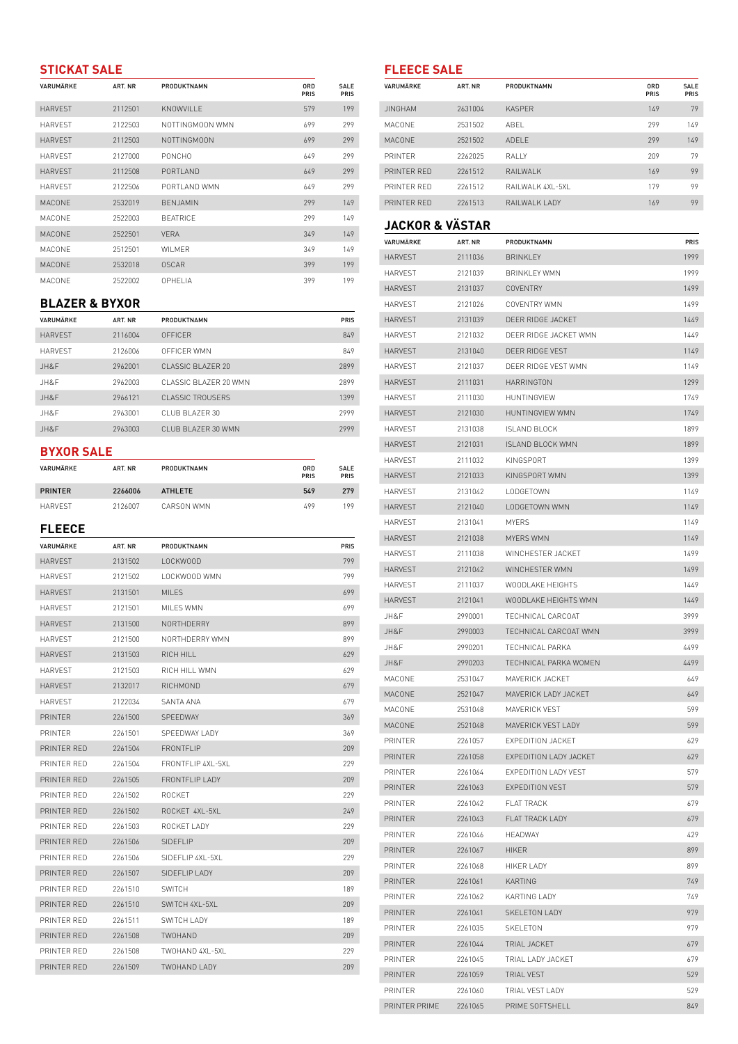## STICKAT SALE

| VARUMÄRKE | ART. NR | PRODUKTNAMN | ORD PRIS | SALE PRIS |
|---|---|---|---|---|
| HARVEST | 2112501 | KNOWVILLE | 579 | 199 |
| HARVEST | 2122503 | NOTTINGMOON WMN | 699 | 299 |
| HARVEST | 2112503 | NOTTINGMOON | 699 | 299 |
| HARVEST | 2127000 | PONCHO | 649 | 299 |
| HARVEST | 2112508 | PORTLAND | 649 | 299 |
| HARVEST | 2122506 | PORTLAND WMN | 649 | 299 |
| MACONE | 2532019 | BENJAMIN | 299 | 149 |
| MACONE | 2522003 | BEATRICE | 299 | 149 |
| MACONE | 2522501 | VERA | 349 | 149 |
| MACONE | 2512501 | WILMER | 349 | 149 |
| MACONE | 2532018 | OSCAR | 399 | 199 |
| MACONE | 2522002 | OPHELIA | 399 | 199 |

## BLAZER & BYXOR

| VARUMÄRKE | ART. NR | PRODUKTNAMN | PRIS |
|---|---|---|---|
| HARVEST | 2116004 | OFFICER | 849 |
| HARVEST | 2126006 | OFFICER WMN | 849 |
| JH&F | 2962001 | CLASSIC BLAZER 20 | 2899 |
| JH&F | 2962003 | CLASSIC BLAZER 20 WMN | 2899 |
| JH&F | 2966121 | CLASSIC TROUSERS | 1399 |
| JH&F | 2963001 | CLUB BLAZER 30 | 2999 |
| JH&F | 2963003 | CLUB BLAZER 30 WMN | 2999 |

## BYXOR SALE

| VARUMÄRKE | ART. NR | PRODUKTNAMN | ORD PRIS | SALE PRIS |
|---|---|---|---|---|
| **PRINTER** | **2266006** | **ATHLETE** | **549** | **279** |
| HARVEST | 2126007 | CARSON WMN | 499 | 199 |

## FLEECE

| VARUMÄRKE | ART. NR | PRODUKTNAMN | PRIS |
|---|---|---|---|
| HARVEST | 2131502 | LOCKWOOD | 799 |
| HARVEST | 2121502 | LOCKWOOD WMN | 799 |
| HARVEST | 2131501 | MILES | 699 |
| HARVEST | 2121501 | MILES WMN | 699 |
| HARVEST | 2131500 | NORTHDERRY | 899 |
| HARVEST | 2121500 | NORTHDERRY WMN | 899 |
| HARVEST | 2131503 | RICH HILL | 629 |
| HARVEST | 2121503 | RICH HILL WMN | 629 |
| HARVEST | 2132017 | RICHMOND | 679 |
| HARVEST | 2122034 | SANTA ANA | 679 |
| PRINTER | 2261500 | SPEEDWAY | 369 |
| PRINTER | 2261501 | SPEEDWAY LADY | 369 |
| PRINTER RED | 2261504 | FRONTFLIP | 209 |
| PRINTER RED | 2261504 | FRONTFLIP 4XL-5XL | 229 |
| PRINTER RED | 2261505 | FRONTFLIP LADY | 209 |
| PRINTER RED | 2261502 | ROCKET | 229 |
| PRINTER RED | 2261502 | ROCKET 4XL-5XL | 249 |
| PRINTER RED | 2261503 | ROCKET LADY | 229 |
| PRINTER RED | 2261506 | SIDEFLIP | 209 |
| PRINTER RED | 2261506 | SIDEFLIP 4XL-5XL | 229 |
| PRINTER RED | 2261507 | SIDEFLIP LADY | 209 |
| PRINTER RED | 2261510 | SWITCH | 189 |
| PRINTER RED | 2261510 | SWITCH 4XL-5XL | 209 |
| PRINTER RED | 2261511 | SWITCH LADY | 189 |
| PRINTER RED | 2261508 | TWOHAND | 209 |
| PRINTER RED | 2261508 | TWOHAND 4XL-5XL | 229 |
| PRINTER RED | 2261509 | TWOHAND LADY | 209 |

## FLEECE SALE

| VARUMÄRKE | ART. NR | PRODUKTNAMN | ORD PRIS | SALE PRIS |
|---|---|---|---|---|
| JINGHAM | 2631004 | KASPER | 149 | 79 |
| MACONE | 2531502 | ABEL | 299 | 149 |
| MACONE | 2521502 | ADELE | 299 | 149 |
| PRINTER | 2262025 | RALLY | 209 | 79 |
| PRINTER RED | 2261512 | RAILWALK | 169 | 99 |
| PRINTER RED | 2261512 | RAILWALK 4XL-5XL | 179 | 99 |
| PRINTER RED | 2261513 | RAILWALK LADY | 169 | 99 |

## JACKOR & VÄSTAR

| VARUMÄRKE | ART. NR | PRODUKTNAMN | PRIS |
|---|---|---|---|
| HARVEST | 2111036 | BRINKLEY | 1999 |
| HARVEST | 2121039 | BRINKLEY WMN | 1999 |
| HARVEST | 2131037 | COVENTRY | 1499 |
| HARVEST | 2121026 | COVENTRY WMN | 1499 |
| HARVEST | 2131039 | DEER RIDGE JACKET | 1449 |
| HARVEST | 2121032 | DEER RIDGE JACKET WMN | 1449 |
| HARVEST | 2131040 | DEER RIDGE VEST | 1149 |
| HARVEST | 2121037 | DEER RIDGE VEST WMN | 1149 |
| HARVEST | 2111031 | HARRINGTON | 1299 |
| HARVEST | 2111030 | HUNTINGVIEW | 1749 |
| HARVEST | 2121030 | HUNTINGVIEW WMN | 1749 |
| HARVEST | 2131038 | ISLAND BLOCK | 1899 |
| HARVEST | 2121031 | ISLAND BLOCK WMN | 1899 |
| HARVEST | 2111032 | KINGSPORT | 1399 |
| HARVEST | 2121033 | KINGSPORT WMN | 1399 |
| HARVEST | 2131042 | LODGETOWN | 1149 |
| HARVEST | 2121040 | LODGETOWN WMN | 1149 |
| HARVEST | 2131041 | MYERS | 1149 |
| HARVEST | 2121038 | MYERS WMN | 1149 |
| HARVEST | 2111038 | WINCHESTER JACKET | 1499 |
| HARVEST | 2121042 | WINCHESTER WMN | 1499 |
| HARVEST | 2111037 | WOODLAKE HEIGHTS | 1449 |
| HARVEST | 2121041 | WOODLAKE HEIGHTS WMN | 1449 |
| JH&F | 2990001 | TECHNICAL CARCOAT | 3999 |
| JH&F | 2990003 | TECHNICAL CARCOAT WMN | 3999 |
| JH&F | 2990201 | TECHNICAL PARKA | 4499 |
| JH&F | 2990203 | TECHNICAL PARKA WOMEN | 4499 |
| MACONE | 2531047 | MAVERICK JACKET | 649 |
| MACONE | 2521047 | MAVERICK LADY JACKET | 649 |
| MACONE | 2531048 | MAVERICK VEST | 599 |
| MACONE | 2521048 | MAVERICK VEST LADY | 599 |
| PRINTER | 2261057 | EXPEDITION JACKET | 629 |
| PRINTER | 2261058 | EXPEDITION LADY JACKET | 629 |
| PRINTER | 2261064 | EXPEDITION LADY VEST | 579 |
| PRINTER | 2261063 | EXPEDITION VEST | 579 |
| PRINTER | 2261042 | FLAT TRACK | 679 |
| PRINTER | 2261043 | FLAT TRACK LADY | 679 |
| PRINTER | 2261046 | HEADWAY | 429 |
| PRINTER | 2261067 | HIKER | 899 |
| PRINTER | 2261068 | HIKER LADY | 899 |
| PRINTER | 2261061 | KARTING | 749 |
| PRINTER | 2261062 | KARTING LADY | 749 |
| PRINTER | 2261041 | SKELETON LADY | 979 |
| PRINTER | 2261035 | SKELETON | 979 |
| PRINTER | 2261044 | TRIAL JACKET | 679 |
| PRINTER | 2261045 | TRIAL LADY JACKET | 679 |
| PRINTER | 2261059 | TRIAL VEST | 529 |
| PRINTER | 2261060 | TRIAL VEST LADY | 529 |
| PRINTER PRIME | 2261065 | PRIME SOFTSHELL | 849 |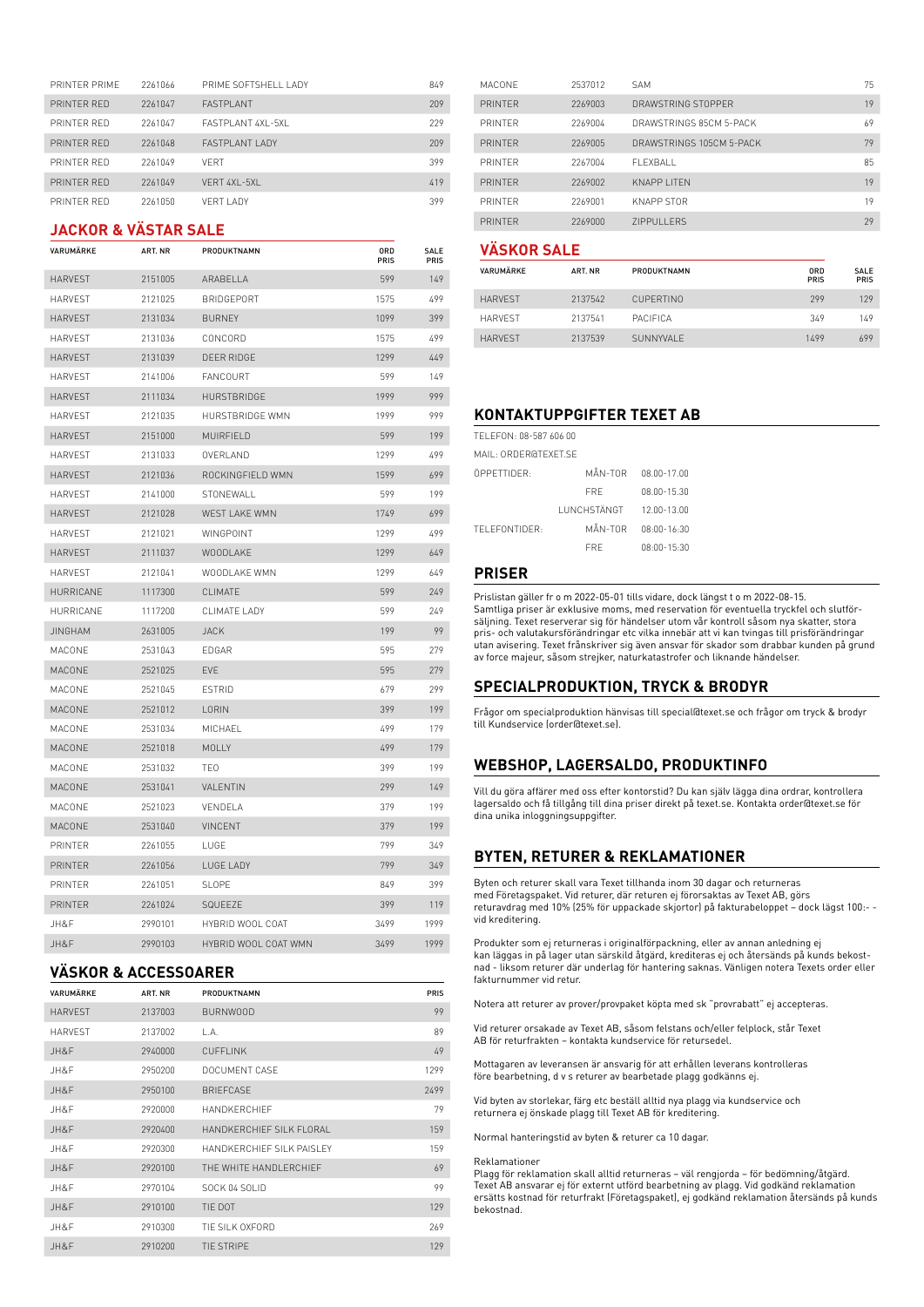| | | | |
|---|---|---|---|
| PRINTER PRIME | 2261066 | PRIME SOFTSHELL LADY | 849 |
| PRINTER RED | 2261047 | FASTPLANT | 209 |
| PRINTER RED | 2261047 | FASTPLANT 4XL-5XL | 229 |
| PRINTER RED | 2261048 | FASTPLANT LADY | 209 |
| PRINTER RED | 2261049 | VERT | 399 |
| PRINTER RED | 2261049 | VERT 4XL-5XL | 419 |
| PRINTER RED | 2261050 | VERT LADY | 399 |

## JACKOR & VÄSTAR SALE

| VARUMÄRKE | ART. NR | PRODUKTNAMN | ORD PRIS | SALE PRIS |
|---|---|---|---|---|
| HARVEST | 2151005 | ARABELLA | 599 | 149 |
| HARVEST | 2121025 | BRIDGEPORT | 1575 | 499 |
| HARVEST | 2131034 | BURNEY | 1099 | 399 |
| HARVEST | 2131036 | CONCORD | 1575 | 499 |
| HARVEST | 2131039 | DEER RIDGE | 1299 | 449 |
| HARVEST | 2141006 | FANCOURT | 599 | 149 |
| HARVEST | 2111034 | HURSTBRIDGE | 1999 | 999 |
| HARVEST | 2121035 | HURSTBRIDGE WMN | 1999 | 999 |
| HARVEST | 2151000 | MUIRFIELD | 599 | 199 |
| HARVEST | 2131033 | OVERLAND | 1299 | 499 |
| HARVEST | 2121036 | ROCKINGFIELD WMN | 1599 | 699 |
| HARVEST | 2141000 | STONEWALL | 599 | 199 |
| HARVEST | 2121028 | WEST LAKE WMN | 1749 | 699 |
| HARVEST | 2121021 | WINGPOINT | 1299 | 499 |
| HARVEST | 2111037 | WOODLAKE | 1299 | 649 |
| HARVEST | 2121041 | WOODLAKE WMN | 1299 | 649 |
| HURRICANE | 1117300 | CLIMATE | 599 | 249 |
| HURRICANE | 1117200 | CLIMATE LADY | 599 | 249 |
| JINGHAM | 2631005 | JACK | 199 | 99 |
| MACONE | 2531043 | EDGAR | 595 | 279 |
| MACONE | 2521025 | EVE | 595 | 279 |
| MACONE | 2521045 | ESTRID | 679 | 299 |
| MACONE | 2521012 | LORIN | 399 | 199 |
| MACONE | 2531034 | MICHAEL | 499 | 179 |
| MACONE | 2521018 | MOLLY | 499 | 179 |
| MACONE | 2531032 | TEO | 399 | 199 |
| MACONE | 2531041 | VALENTIN | 299 | 149 |
| MACONE | 2521023 | VENDELA | 379 | 199 |
| MACONE | 2531040 | VINCENT | 379 | 199 |
| PRINTER | 2261055 | LUGE | 799 | 349 |
| PRINTER | 2261056 | LUGE LADY | 799 | 349 |
| PRINTER | 2261051 | SLOPE | 849 | 399 |
| PRINTER | 2261024 | SQUEEZE | 399 | 119 |
| JH&F | 2990101 | HYBRID WOOL COAT | 3499 | 1999 |
| JH&F | 2990103 | HYBRID WOOL COAT WMN | 3499 | 1999 |

## VÄSKOR & ACCESSOARER

| VARUMÄRKE | ART. NR | PRODUKTNAMN | PRIS |
|---|---|---|---|
| HARVEST | 2137003 | BURNWOOD | 99 |
| HARVEST | 2137002 | L.A. | 89 |
| JH&F | 2940000 | CUFFLINK | 49 |
| JH&F | 2950200 | DOCUMENT CASE | 1299 |
| JH&F | 2950100 | BRIEFCASE | 2499 |
| JH&F | 2920000 | HANDKERCHIEF | 79 |
| JH&F | 2920400 | HANDKERCHIEF SILK FLORAL | 159 |
| JH&F | 2920300 | HANDKERCHIEF SILK PAISLEY | 159 |
| JH&F | 2920100 | THE WHITE HANDLERCHIEF | 69 |
| JH&F | 2970104 | SOCK 04 SOLID | 99 |
| JH&F | 2910100 | TIE DOT | 129 |
| JH&F | 2910300 | TIE SILK OXFORD | 269 |
| JH&F | 2910200 | TIE STRIPE | 129 |
| MACONE | 2537012 | SAM | 75 |
| PRINTER | 2269003 | DRAWSTRING STOPPER | 19 |
| PRINTER | 2269004 | DRAWSTRINGS 85CM 5-PACK | 69 |
| PRINTER | 2269005 | DRAWSTRINGS 105CM 5-PACK | 79 |
| PRINTER | 2267004 | FLEXBALL | 85 |
| PRINTER | 2269002 | KNAPP LITEN | 19 |
| PRINTER | 2269001 | KNAPP STOR | 19 |
| PRINTER | 2269000 | ZIPPULLERS | 29 |

## VÄSKOR SALE

| VARUMÄRKE | ART. NR | PRODUKTNAMN | ORD PRIS | SALE PRIS |
|---|---|---|---|---|
| HARVEST | 2137542 | CUPERTINO | 299 | 129 |
| HARVEST | 2137541 | PACIFICA | 349 | 149 |
| HARVEST | 2137539 | SUNNYVALE | 1499 | 699 |

## KONTAKTUPPGIFTER TEXET AB

TELEFON: 08-587 606 00

MAIL: ORDER@TEXET.SE

| | | |
|---|---|---|
| ÖPPETTIDER: | MÅN-TOR | 08.00-17.00 |
| | FRE | 08.00-15.30 |
| | LUNCHSTÄNGT | 12.00-13.00 |
| TELEFONTIDER: | MÅN-TOR | 08:00-16:30 |
| | FRE | 08:00-15:30 |

## PRISER

Prislistan gäller fr o m 2022-05-01 tills vidare, dock längst t o m 2022-08-15.
Samtliga priser är exklusive moms, med reservation för eventuella tryckfel och slutförsäljning. Texet reserverar sig för händelser utom vår kontroll såsom nya skatter, stora pris- och valutakursförändringar etc vilka innebär att vi kan tvingas till prisförändringar utan avisering. Texet frånskriver sig även ansvar för skador som drabbar kunden på grund av force majeur, såsom strejker, naturkatastrofer och liknande händelser.

## SPECIALPRODUKTION, TRYCK & BRODYR

Frågor om specialproduktion hänvisas till special@texet.se och frågor om tryck & brodyr till Kundservice (order@texet.se).

## WEBSHOP, LAGERSALDO, PRODUKTINFO

Vill du göra affärer med oss efter kontorstid? Du kan själv lägga dina ordrar, kontrollera lagersaldo och få tillgång till dina priser direkt på texet.se. Kontakta order@texet.se för dina unika inloggningsuppgifter.

## BYTEN, RETURER & REKLAMATIONER

Byten och returer skall vara Texet tillhanda inom 30 dagar och returneras med Företagspaket. Vid returer, där returen ej förorsaktas av Texet AB, görs returavdrag med 10% (25% för uppackade skjortor) på fakturabeloppet – dock lägst 100:- - vid kreditering.

Produkter som ej returneras i originalförpackning, eller av annan anledning ej kan läggas in på lager utan särskild åtgärd, krediteras ej och återsänds på kunds bekostnad - liksom returer där underlag för hantering saknas. Vänligen notera Texets order eller fakturnummer vid retur.

Notera att returer av prover/provpaket köpta med sk "provrabatt" ej accepteras.

Vid returer orsakade av Texet AB, såsom felstans och/eller felplock, står Texet AB för returfrakten – kontakta kundservice för retursedel.

Mottagaren av leveransen är ansvarig för att erhållen leverans kontrolleras före bearbetning, d v s returer av bearbetade plagg godkänns ej.

Vid byten av storlekar, färg etc beställ alltid nya plagg via kundservice och returnera ej önskade plagg till Texet AB för kreditering.

Normal hanteringstid av byten & returer ca 10 dagar.

Reklamationer
Plagg för reklamation skall alltid returneras – väl rengjorda – för bedömning/åtgärd. Texet AB ansvarar ej för externt utförd bearbetning av plagg. Vid godkänd reklamation ersätts kostnad för returfrakt (Företagspaket), ej godkänd reklamation återsänds på kunds bekostnad.